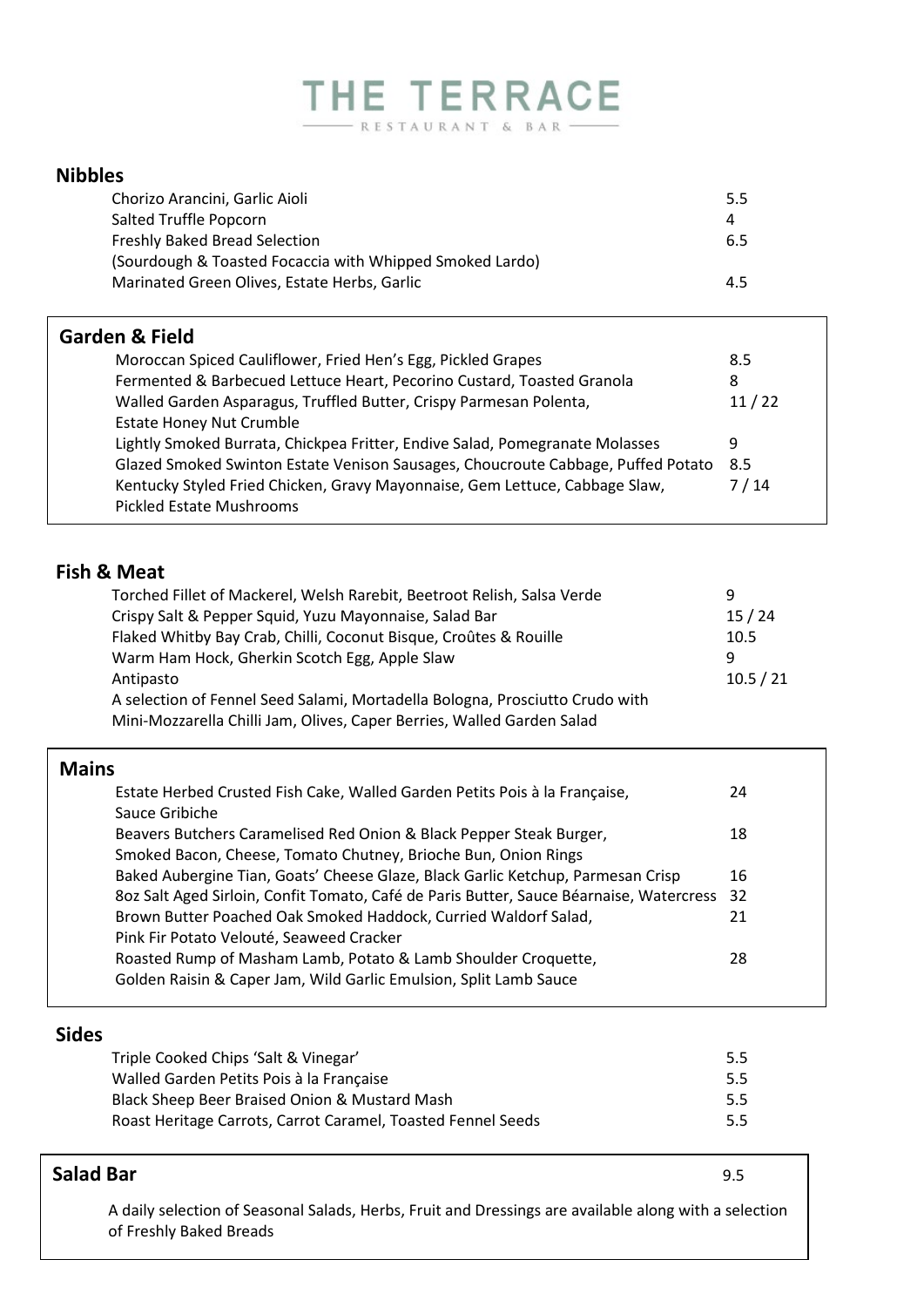# THE TERRACE

RESTAURANT & BAR

## Nibbles

| | |
|---|---|
| Chorizo Arancini, Garlic Aioli | 5.5 |
| Salted Truffle Popcorn | 4 |
| Freshly Baked Bread Selection (Sourdough & Toasted Focaccia with Whipped Smoked Lardo) | 6.5 |
| Marinated Green Olives, Estate Herbs, Garlic | 4.5 |

## Garden & Field

| | |
|---|---|
| Moroccan Spiced Cauliflower, Fried Hen's Egg, Pickled Grapes | 8.5 |
| Fermented & Barbecued Lettuce Heart, Pecorino Custard, Toasted Granola | 8 |
| Walled Garden Asparagus, Truffled Butter, Crispy Parmesan Polenta, Estate Honey Nut Crumble | 11 / 22 |
| Lightly Smoked Burrata, Chickpea Fritter, Endive Salad, Pomegranate Molasses | 9 |
| Glazed Smoked Swinton Estate Venison Sausages, Choucroute Cabbage, Puffed Potato | 8.5 |
| Kentucky Styled Fried Chicken, Gravy Mayonnaise, Gem Lettuce, Cabbage Slaw, Pickled Estate Mushrooms | 7 / 14 |

## Fish & Meat

| | |
|---|---|
| Torched Fillet of Mackerel, Welsh Rarebit, Beetroot Relish, Salsa Verde | 9 |
| Crispy Salt & Pepper Squid, Yuzu Mayonnaise, Salad Bar | 15 / 24 |
| Flaked Whitby Bay Crab, Chilli, Coconut Bisque, Croûtes & Rouille | 10.5 |
| Warm Ham Hock, Gherkin Scotch Egg, Apple Slaw | 9 |
| Antipasto<br>A selection of Fennel Seed Salami, Mortadella Bologna, Prosciutto Crudo with Mini-Mozzarella Chilli Jam, Olives, Caper Berries, Walled Garden Salad | 10.5 / 21 |

## Mains

| | |
|---|---|
| Estate Herbed Crusted Fish Cake, Walled Garden Petits Pois à la Française, Sauce Gribiche | 24 |
| Beavers Butchers Caramelised Red Onion & Black Pepper Steak Burger, Smoked Bacon, Cheese, Tomato Chutney, Brioche Bun, Onion Rings | 18 |
| Baked Aubergine Tian, Goats' Cheese Glaze, Black Garlic Ketchup, Parmesan Crisp | 16 |
| 8oz Salt Aged Sirloin, Confit Tomato, Café de Paris Butter, Sauce Béarnaise, Watercress | 32 |
| Brown Butter Poached Oak Smoked Haddock, Curried Waldorf Salad, Pink Fir Potato Velouté, Seaweed Cracker | 21 |
| Roasted Rump of Masham Lamb, Potato & Lamb Shoulder Croquette, Golden Raisin & Caper Jam, Wild Garlic Emulsion, Split Lamb Sauce | 28 |

## Sides

| | |
|---|---|
| Triple Cooked Chips 'Salt & Vinegar' | 5.5 |
| Walled Garden Petits Pois à la Française | 5.5 |
| Black Sheep Beer Braised Onion & Mustard Mash | 5.5 |
| Roast Heritage Carrots, Carrot Caramel, Toasted Fennel Seeds | 5.5 |

## Salad Bar — 9.5

A daily selection of Seasonal Salads, Herbs, Fruit and Dressings are available along with a selection of Freshly Baked Breads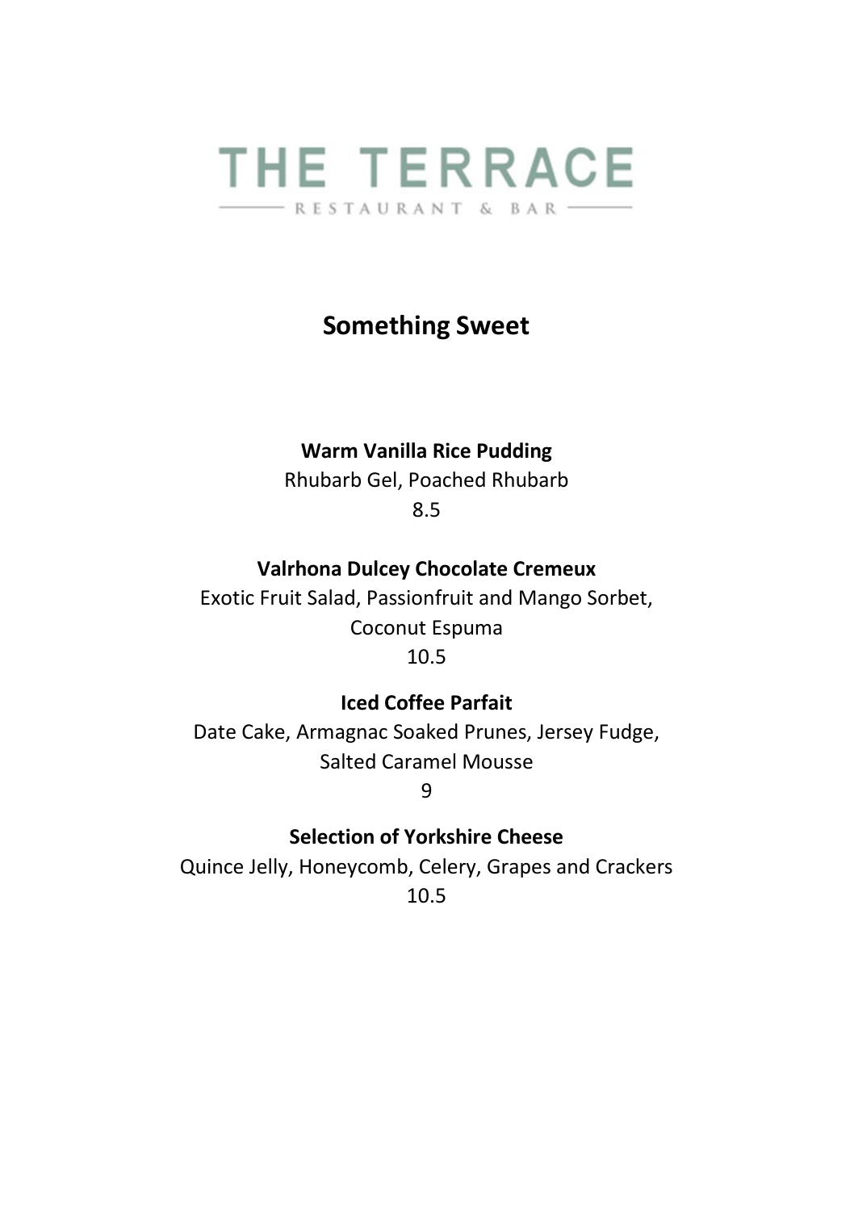# THE TERRACE

RESTAURANT & BAR

## Something Sweet

**Warm Vanilla Rice Pudding**

Rhubarb Gel, Poached Rhubarb

8.5

**Valrhona Dulcey Chocolate Cremeux**

Exotic Fruit Salad, Passionfruit and Mango Sorbet, Coconut Espuma

10.5

**Iced Coffee Parfait**

Date Cake, Armagnac Soaked Prunes, Jersey Fudge, Salted Caramel Mousse

9

**Selection of Yorkshire Cheese**

Quince Jelly, Honeycomb, Celery, Grapes and Crackers

10.5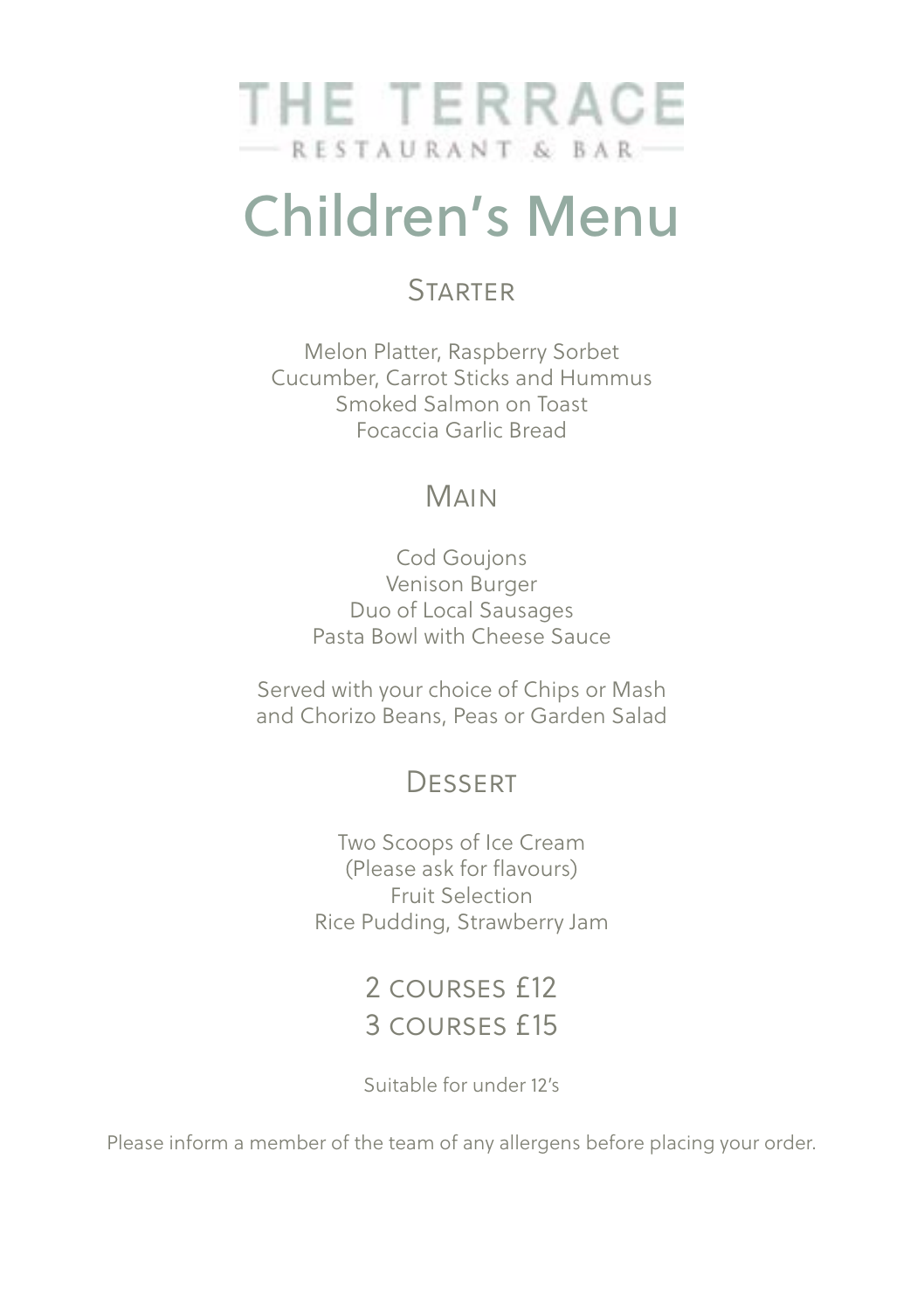# THE TERRACE

RESTAURANT & BAR

# Children's Menu

## Starter

Melon Platter, Raspberry Sorbet
Cucumber, Carrot Sticks and Hummus
Smoked Salmon on Toast
Focaccia Garlic Bread

## Main

Cod Goujons
Venison Burger
Duo of Local Sausages
Pasta Bowl with Cheese Sauce

Served with your choice of Chips or Mash
and Chorizo Beans, Peas or Garden Salad

## Dessert

Two Scoops of Ice Cream
(Please ask for flavours)
Fruit Selection
Rice Pudding, Strawberry Jam

2 courses £12
3 courses £15

Suitable for under 12's

Please inform a member of the team of any allergens before placing your order.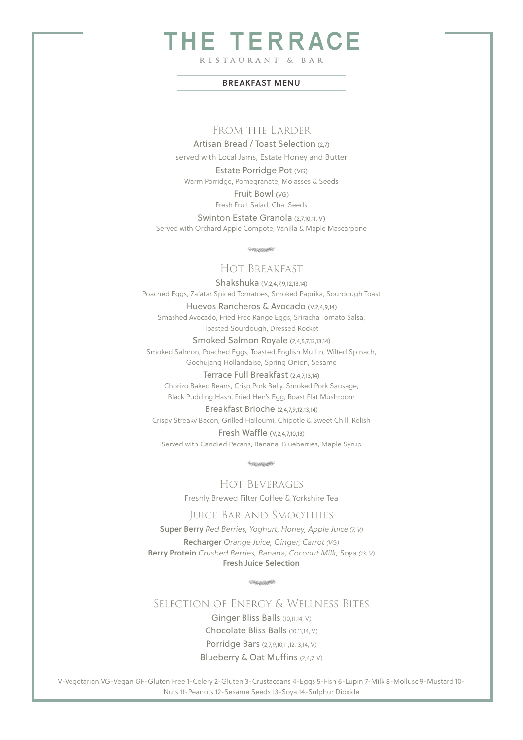# THE TERRACE

RESTAURANT & BAR

## BREAKFAST MENU

### From the Larder

**Artisan Bread / Toast Selection** (2,7)
served with Local Jams, Estate Honey and Butter

**Estate Porridge Pot** (VG)
Warm Porridge, Pomegranate, Molasses & Seeds

**Fruit Bowl** (VG)
Fresh Fruit Salad, Chai Seeds

**Swinton Estate Granola** (2,7,10,11, V)
Served with Orchard Apple Compote, Vanilla & Maple Mascarpone

### Hot Breakfast

**Shakshuka** (V,2,4,7,9,12,13,14)
Poached Eggs, Za'atar Spiced Tomatoes, Smoked Paprika, Sourdough Toast

**Huevos Rancheros & Avocado** (V,2,4,9,14)
Smashed Avocado, Fried Free Range Eggs, Sriracha Tomato Salsa, Toasted Sourdough, Dressed Rocket

**Smoked Salmon Royale** (2,4,5,7,12,13,14)
Smoked Salmon, Poached Eggs, Toasted English Muffin, Wilted Spinach, Gochujang Hollandaise, Spring Onion, Sesame

**Terrace Full Breakfast** (2,4,7,13,14)
Chorizo Baked Beans, Crisp Pork Belly, Smoked Pork Sausage, Black Pudding Hash, Fried Hen's Egg, Roast Flat Mushroom

**Breakfast Brioche** (2,4,7,9,12,13,14)
Crispy Streaky Bacon, Grilled Halloumi, Chipotle & Sweet Chilli Relish

**Fresh Waffle** (V,2,4,7,10,13)
Served with Candied Pecans, Banana, Blueberries, Maple Syrup

### Hot Beverages

Freshly Brewed Filter Coffee & Yorkshire Tea

### Juice Bar and Smoothies

**Super Berry** *Red Berries, Yoghurt, Honey, Apple Juice (7, V)*

**Recharger** *Orange Juice, Ginger, Carrot (VG)*

**Berry Protein** *Crushed Berries, Banana, Coconut Milk, Soya (13, V)*

**Fresh Juice Selection**

### Selection of Energy & Wellness Bites

**Ginger Bliss Balls** (10,11,14, V)

**Chocolate Bliss Balls** (10,11,14, V)

**Porridge Bars** (2,7,9,10,11,12,13,14, V)

**Blueberry & Oat Muffins** (2,4,7, V)

V-Vegetarian VG-Vegan GF-Gluten Free 1-Celery 2-Gluten 3-Crustaceans 4-Eggs 5-Fish 6-Lupin 7-Milk 8-Mollusc 9-Mustard 10-Nuts 11-Peanuts 12-Sesame Seeds 13-Soya 14-Sulphur Dioxide